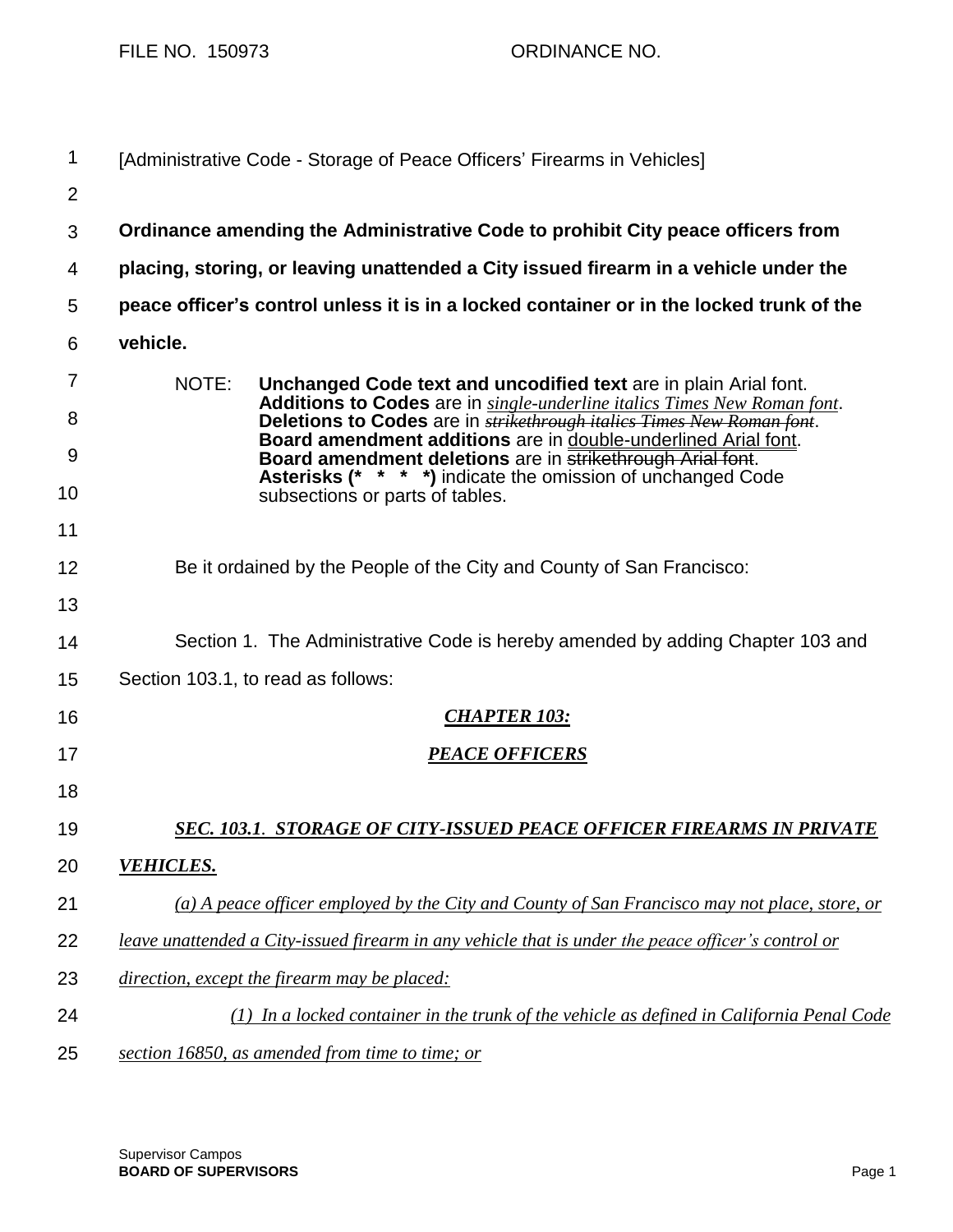FILE NO. 150973 ORDINANCE NO.

[Administrative Code - Storage of Peace Officers' Firearms in Vehicles]

**Ordinance amending the Administrative Code to prohibit City peace officers from placing, storing, or leaving unattended a City issued firearm in a vehicle under the peace officer's control unless it is in a locked container or in the locked trunk of the vehicle.**

NOTE: **Unchanged Code text and uncodified text** are in plain Arial font. **Additions to Codes** are in *single-underline italics Times New Roman font*. **Deletions to Codes** are in ~~*strikethrough italics Times New Roman font*~~. **Board amendment additions** are in double-underlined Arial font. **Board amendment deletions** are in ~~strikethrough Arial font~~. **Asterisks (* * * *)** indicate the omission of unchanged Code subsections or parts of tables.

Be it ordained by the People of the City and County of San Francisco:

Section 1. The Administrative Code is hereby amended by adding Chapter 103 and Section 103.1, to read as follows:

***CHAPTER 103:***

***PEACE OFFICERS***

***SEC. 103.1. STORAGE OF CITY-ISSUED PEACE OFFICER FIREARMS IN PRIVATE VEHICLES.***

*(a) A peace officer employed by the City and County of San Francisco may not place, store, or leave unattended a City-issued firearm in any vehicle that is under the peace officer's control or direction, except the firearm may be placed:*

*(1) In a locked container in the trunk of the vehicle as defined in California Penal Code section 16850, as amended from time to time; or*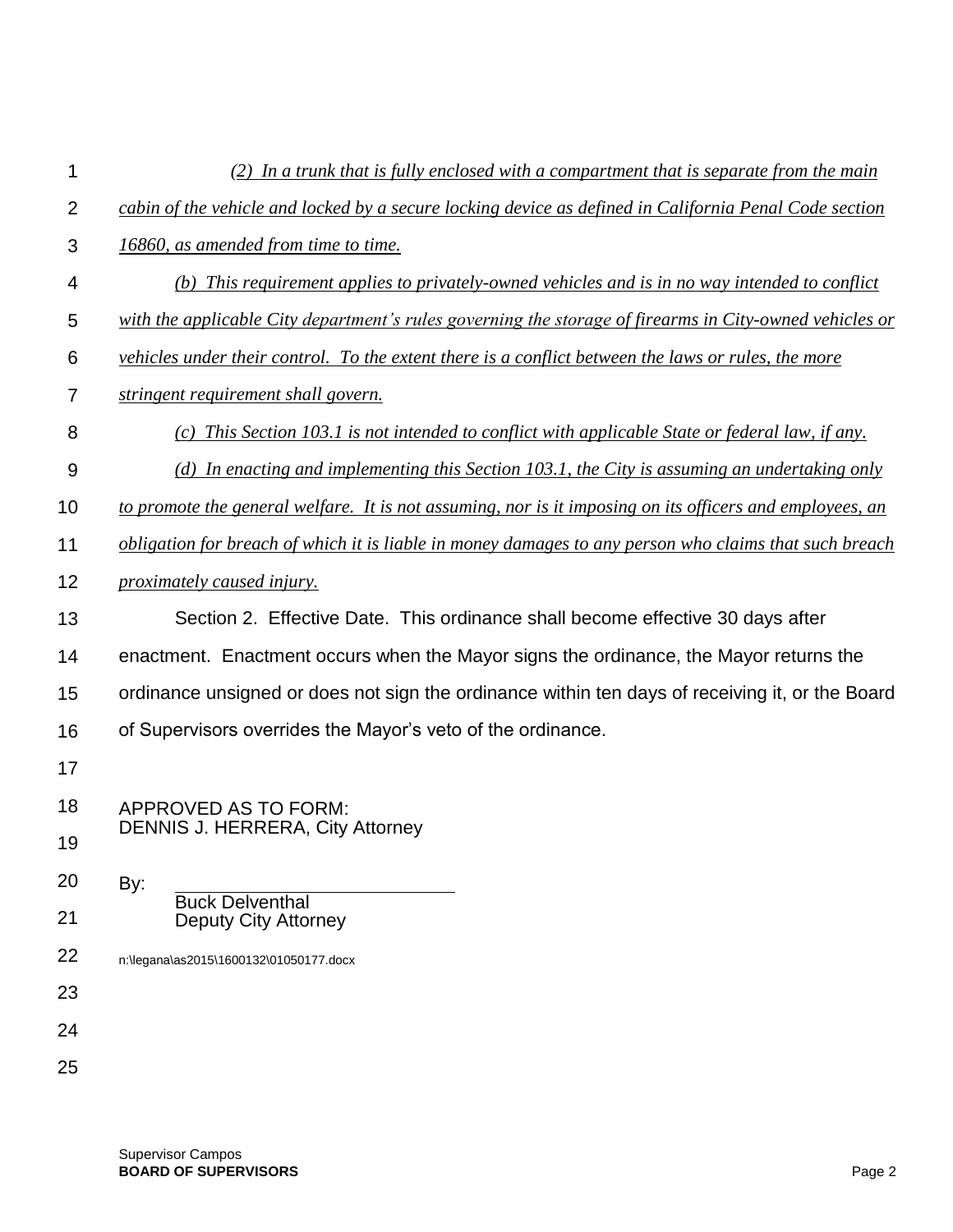*(2) In a trunk that is fully enclosed with a compartment that is separate from the main cabin of the vehicle and locked by a secure locking device as defined in California Penal Code section 16860, as amended from time to time.*

*(b) This requirement applies to privately-owned vehicles and is in no way intended to conflict with the applicable City department's rules governing the storage of firearms in City-owned vehicles or vehicles under their control. To the extent there is a conflict between the laws or rules, the more stringent requirement shall govern.*

*(c) This Section 103.1 is not intended to conflict with applicable State or federal law, if any.*

*(d) In enacting and implementing this Section 103.1, the City is assuming an undertaking only to promote the general welfare. It is not assuming, nor is it imposing on its officers and employees, an obligation for breach of which it is liable in money damages to any person who claims that such breach proximately caused injury.*

Section 2. Effective Date. This ordinance shall become effective 30 days after enactment. Enactment occurs when the Mayor signs the ordinance, the Mayor returns the ordinance unsigned or does not sign the ordinance within ten days of receiving it, or the Board of Supervisors overrides the Mayor's veto of the ordinance.

APPROVED AS TO FORM:
DENNIS J. HERRERA, City Attorney

By: ____________________________
Buck Delventhal
Deputy City Attorney

n:\legana\as2015\1600132\01050177.docx